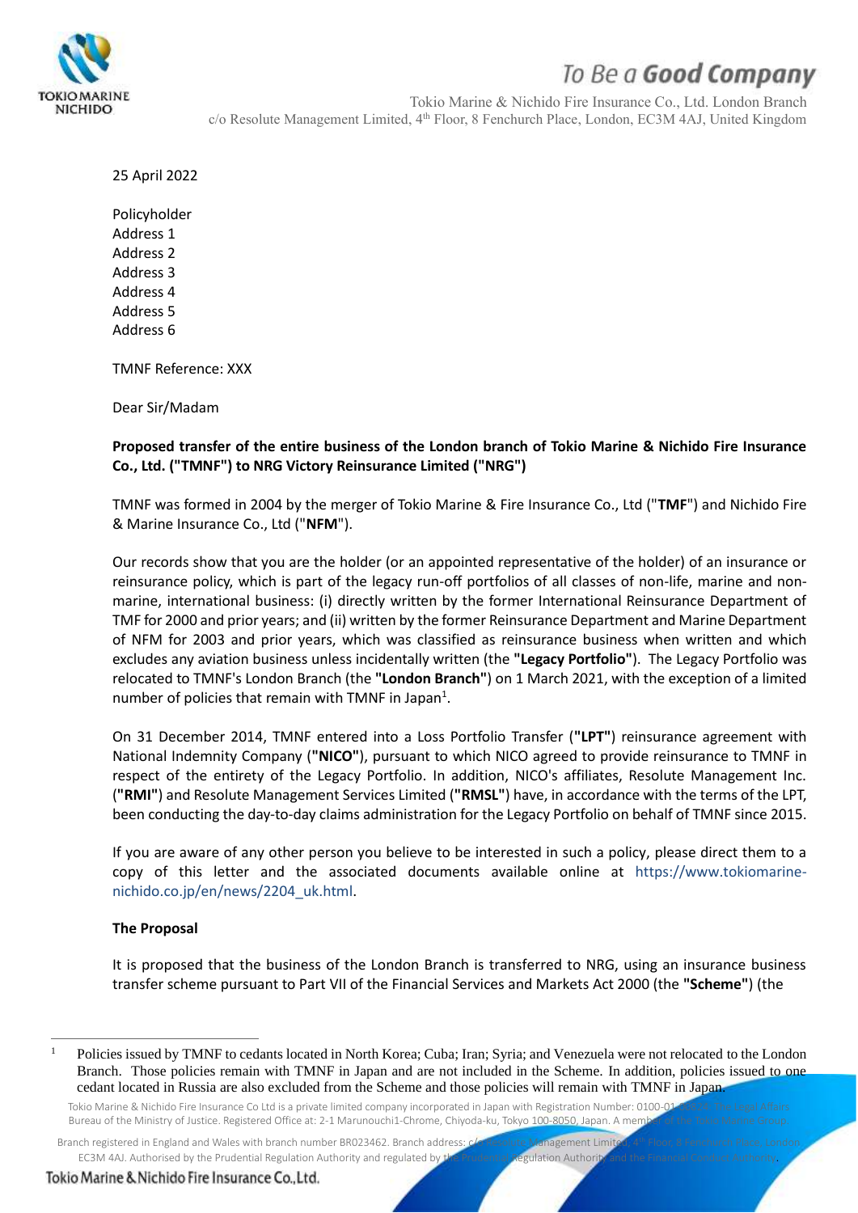To Be a **Good Company**

Tokio Marine & Nichido Fire Insurance Co., Ltd. London Branch
c/o Resolute Management Limited, 4th Floor, 8 Fenchurch Place, London, EC3M 4AJ, United Kingdom

25 April 2022

Policyholder
Address 1
Address 2
Address 3
Address 4
Address 5
Address 6

TMNF Reference: XXX

Dear Sir/Madam

**Proposed transfer of the entire business of the London branch of Tokio Marine & Nichido Fire Insurance Co., Ltd. ("TMNF") to NRG Victory Reinsurance Limited ("NRG")**

TMNF was formed in 2004 by the merger of Tokio Marine & Fire Insurance Co., Ltd ("**TMF**") and Nichido Fire & Marine Insurance Co., Ltd ("**NFM**").

Our records show that you are the holder (or an appointed representative of the holder) of an insurance or reinsurance policy, which is part of the legacy run-off portfolios of all classes of non-life, marine and non-marine, international business: (i) directly written by the former International Reinsurance Department of TMF for 2000 and prior years; and (ii) written by the former Reinsurance Department and Marine Department of NFM for 2003 and prior years, which was classified as reinsurance business when written and which excludes any aviation business unless incidentally written (the **"Legacy Portfolio"**). The Legacy Portfolio was relocated to TMNF's London Branch (the **"London Branch"**) on 1 March 2021, with the exception of a limited number of policies that remain with TMNF in Japan[1].

On 31 December 2014, TMNF entered into a Loss Portfolio Transfer (**"LPT"**) reinsurance agreement with National Indemnity Company (**"NICO"**), pursuant to which NICO agreed to provide reinsurance to TMNF in respect of the entirety of the Legacy Portfolio. In addition, NICO's affiliates, Resolute Management Inc. (**"RMI"**) and Resolute Management Services Limited (**"RMSL"**) have, in accordance with the terms of the LPT, been conducting the day-to-day claims administration for the Legacy Portfolio on behalf of TMNF since 2015.

If you are aware of any other person you believe to be interested in such a policy, please direct them to a copy of this letter and the associated documents available online at https://www.tokiomarine-nichido.co.jp/en/news/2204_uk.html.

**The Proposal**

It is proposed that the business of the London Branch is transferred to NRG, using an insurance business transfer scheme pursuant to Part VII of the Financial Services and Markets Act 2000 (the **"Scheme"**) (the

---

[1] Policies issued by TMNF to cedants located in North Korea; Cuba; Iran; Syria; and Venezuela were not relocated to the London Branch. Those policies remain with TMNF in Japan and are not included in the Scheme. In addition, policies issued to one cedant located in Russia are also excluded from the Scheme and those policies will remain with TMNF in Japan.

Tokio Marine & Nichido Fire Insurance Co Ltd is a private limited company incorporated in Japan with Registration Number: 0100-01-008846 Tokyo Legal Affairs Bureau of the Ministry of Justice. Registered Office at: 2-1 Marunouchi1-Chrome, Chiyoda-ku, Tokyo 100-8050, Japan. A member of the Tokio Marine Group.

Branch registered in England and Wales with branch number BR023462. Branch address: c/o Resolute Management Limited, 4th Floor, 8 Fenchurch Place, London EC3M 4AJ. Authorised by the Prudential Regulation Authority and regulated by the Prudential Regulation Authority and the Financial Conduct Authority.

Tokio Marine & Nichido Fire Insurance Co.,Ltd.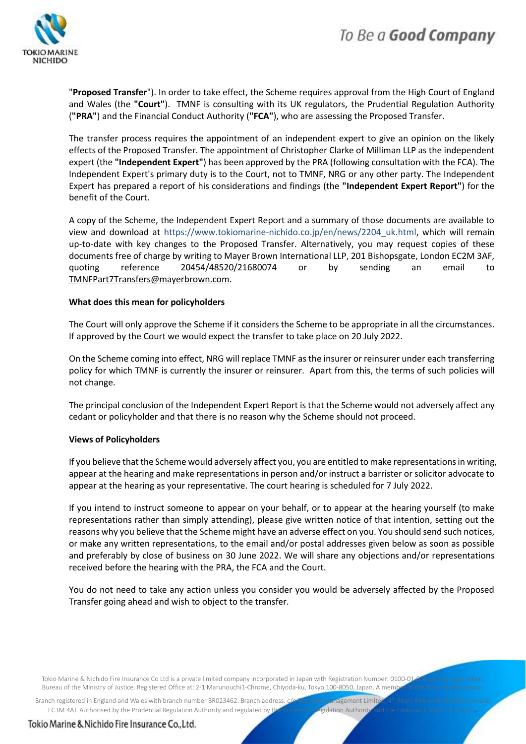"**Proposed Transfer**"). In order to take effect, the Scheme requires approval from the High Court of England and Wales (the **"Court"**). TMNF is consulting with its UK regulators, the Prudential Regulation Authority (**"PRA"**) and the Financial Conduct Authority (**"FCA"**), who are assessing the Proposed Transfer.

The transfer process requires the appointment of an independent expert to give an opinion on the likely effects of the Proposed Transfer. The appointment of Christopher Clarke of Milliman LLP as the independent expert (the **"Independent Expert"**) has been approved by the PRA (following consultation with the FCA). The Independent Expert's primary duty is to the Court, not to TMNF, NRG or any other party. The Independent Expert has prepared a report of his considerations and findings (the **"Independent Expert Report"**) for the benefit of the Court.

A copy of the Scheme, the Independent Expert Report and a summary of those documents are available to view and download at https://www.tokiomarine-nichido.co.jp/en/news/2204_uk.html, which will remain up-to-date with key changes to the Proposed Transfer. Alternatively, you may request copies of these documents free of charge by writing to Mayer Brown International LLP, 201 Bishopsgate, London EC2M 3AF, quoting reference 20454/48520/21680074 or by sending an email to TMNFPart7Transfers@mayerbrown.com.

**What does this mean for policyholders**

The Court will only approve the Scheme if it considers the Scheme to be appropriate in all the circumstances. If approved by the Court we would expect the transfer to take place on 20 July 2022.

On the Scheme coming into effect, NRG will replace TMNF as the insurer or reinsurer under each transferring policy for which TMNF is currently the insurer or reinsurer. Apart from this, the terms of such policies will not change.

The principal conclusion of the Independent Expert Report is that the Scheme would not adversely affect any cedant or policyholder and that there is no reason why the Scheme should not proceed.

**Views of Policyholders**

If you believe that the Scheme would adversely affect you, you are entitled to make representations in writing, appear at the hearing and make representations in person and/or instruct a barrister or solicitor advocate to appear at the hearing as your representative. The court hearing is scheduled for 7 July 2022.

If you intend to instruct someone to appear on your behalf, or to appear at the hearing yourself (to make representations rather than simply attending), please give written notice of that intention, setting out the reasons why you believe that the Scheme might have an adverse effect on you. You should send such notices, or make any written representations, to the email and/or postal addresses given below as soon as possible and preferably by close of business on 30 June 2022. We will share any objections and/or representations received before the hearing with the PRA, the FCA and the Court.

You do not need to take any action unless you consider you would be adversely affected by the Proposed Transfer going ahead and wish to object to the transfer.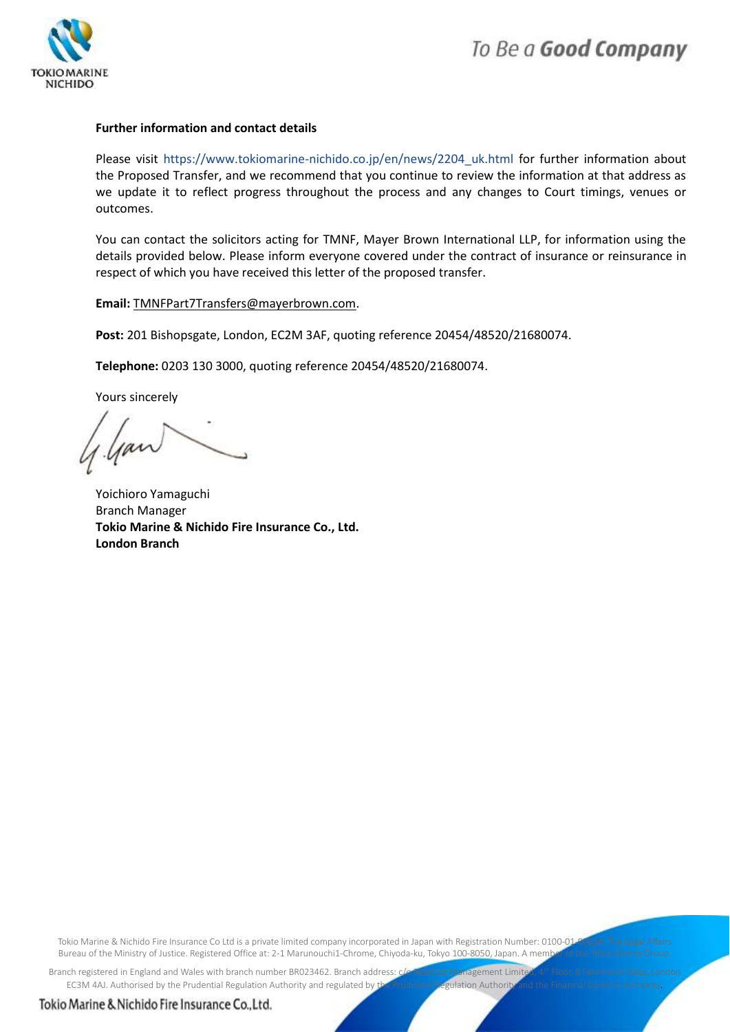**Further information and contact details**

Please visit https://www.tokiomarine-nichido.co.jp/en/news/2204_uk.html for further information about the Proposed Transfer, and we recommend that you continue to review the information at that address as we update it to reflect progress throughout the process and any changes to Court timings, venues or outcomes.

You can contact the solicitors acting for TMNF, Mayer Brown International LLP, for information using the details provided below. Please inform everyone covered under the contract of insurance or reinsurance in respect of which you have received this letter of the proposed transfer.

**Email:** TMNFPart7Transfers@mayerbrown.com.

**Post:** 201 Bishopsgate, London, EC2M 3AF, quoting reference 20454/48520/21680074.

**Telephone:** 0203 130 3000, quoting reference 20454/48520/21680074.

Yours sincerely

Yoichioro Yamaguchi
Branch Manager
**Tokio Marine & Nichido Fire Insurance Co., Ltd.**
**London Branch**

Tokio Marine & Nichido Fire Insurance Co Ltd is a private limited company incorporated in Japan with Registration Number: 0100-01-008236 Tokyo Legal Affairs Bureau of the Ministry of Justice. Registered Office at: 2-1 Marunouchi1-Chrome, Chiyoda-ku, Tokyo 100-8050, Japan. A member of the Tokio Marine Group.

Branch registered in England and Wales with branch number BR023462. Branch address: c/o Tokio Marine Management Limited, 4th Floor, 8 Fenchurch Place, London EC3M 4AJ. Authorised by the Prudential Regulation Authority and regulated by the Prudential Regulation Authority and the Financial Conduct Authority.

Tokio Marine & Nichido Fire Insurance Co., Ltd.